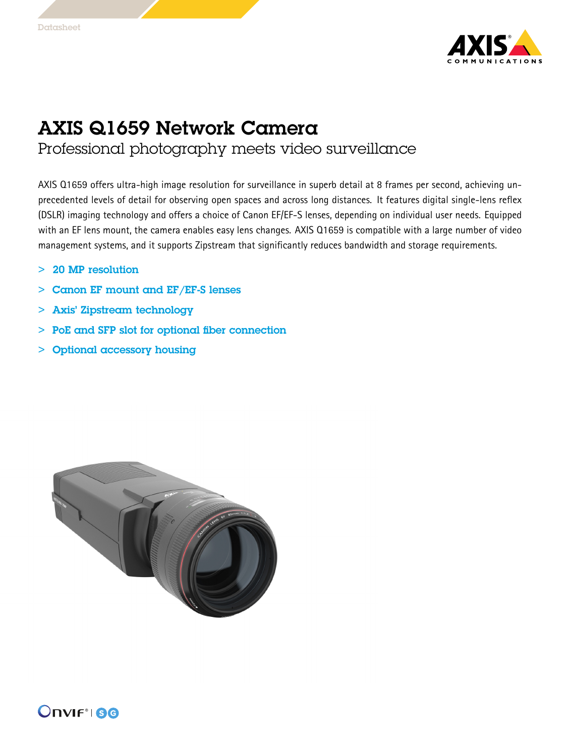# AXIS Q1659 Network Camera

## Professional photography meets video surveillance

AXIS Q1659 offers ultra-high image resolution for surveillance in superb detail at 8 frames per second, achieving unprecedented levels of detail for observing open spaces and across long distances. It features digital single-lens reflex (DSLR) imaging technology and offers a choice of Canon EF/EF-S lenses, depending on individual user needs. Equipped with an EF lens mount, the camera enables easy lens changes. AXIS Q1659 is compatible with a large number of video management systems, and it supports Zipstream that significantly reduces bandwidth and storage requirements.

- 20 MP resolution
- Canon EF mount and EF/EF-S lenses
- Axis' Zipstream technology
- PoE and SFP slot for optional fiber connection
- Optional accessory housing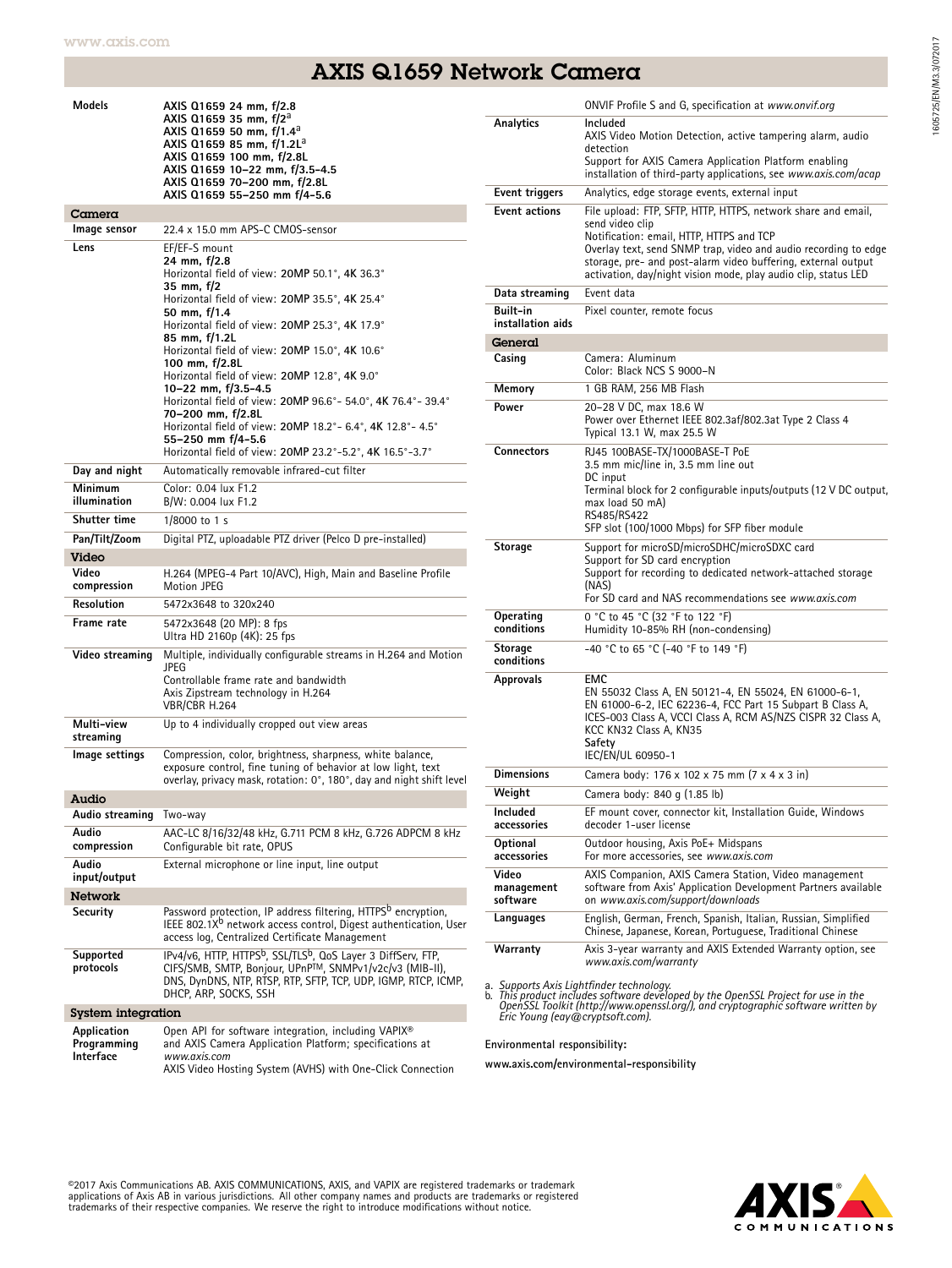# AXIS Q1659 Network Camera

| | |
|---|---|
| **Models** | **AXIS Q1659 24 mm, f/2.8**<br>**AXIS Q1659 35 mm, f/2**[a]<br>**AXIS Q1659 50 mm, f/1.4**[a]<br>**AXIS Q1659 85 mm, f/1.2L**[a]<br>**AXIS Q1659 100 mm, f/2.8L**<br>**AXIS Q1659 10–22 mm, f/3.5–4.5**<br>**AXIS Q1659 70–200 mm, f/2.8L**<br>**AXIS Q1659 55–250 mm f/4–5.6** |

## Camera

| | |
|---|---|
| **Image sensor** | 22.4 x 15.0 mm APS-C CMOS-sensor |
| **Lens** | EF/EF-S mount<br>**24 mm, f/2.8**<br>Horizontal field of view: **20MP** 50.1°, **4K** 36.3°<br>**35 mm, f/2**<br>Horizontal field of view: **20MP** 35.5°, **4K** 25.4°<br>**50 mm, f/1.4**<br>Horizontal field of view: **20MP** 25.3°, **4K** 17.9°<br>**85 mm, f/1.2L**<br>Horizontal field of view: **20MP** 15.0°, **4K** 10.6°<br>**100 mm, f/2.8L**<br>Horizontal field of view: **20MP** 12.8°, **4K** 9.0°<br>**10–22 mm, f/3.5–4.5**<br>Horizontal field of view: **20MP** 96.6°- 54.0°, **4K** 76.4°- 39.4°<br>**70–200 mm, f/2.8L**<br>Horizontal field of view: **20MP** 18.2°- 6.4°, **4K** 12.8°- 4.5°<br>**55–250 mm f/4–5.6**<br>Horizontal field of view: **20MP** 23.2°-5.2°, **4K** 16.5°-3.7° |
| **Day and night** | Automatically removable infrared-cut filter |
| **Minimum illumination** | Color: 0.04 lux F1.2<br>B/W: 0.004 lux F1.2 |
| **Shutter time** | 1/8000 to 1 s |
| **Pan/Tilt/Zoom** | Digital PTZ, uploadable PTZ driver (Pelco D pre-installed) |

## Video

| | |
|---|---|
| **Video compression** | H.264 (MPEG-4 Part 10/AVC), High, Main and Baseline Profile<br>Motion JPEG |
| **Resolution** | 5472x3648 to 320x240 |
| **Frame rate** | 5472x3648 (20 MP): 8 fps<br>Ultra HD 2160p (4K): 25 fps |
| **Video streaming** | Multiple, individually configurable streams in H.264 and Motion JPEG<br>Controllable frame rate and bandwidth<br>Axis Zipstream technology in H.264<br>VBR/CBR H.264 |
| **Multi-view streaming** | Up to 4 individually cropped out view areas |
| **Image settings** | Compression, color, brightness, sharpness, white balance, exposure control, fine tuning of behavior at low light, text overlay, privacy mask, rotation: 0°, 180°, day and night shift level |

## Audio

| | |
|---|---|
| **Audio streaming** | Two-way |
| **Audio compression** | AAC-LC 8/16/32/48 kHz, G.711 PCM 8 kHz, G.726 ADPCM 8 kHz<br>Configurable bit rate, OPUS |
| **Audio input/output** | External microphone or line input, line output |

## Network

| | |
|---|---|
| **Security** | Password protection, IP address filtering, HTTPS[b] encryption, IEEE 802.1X[b] network access control, Digest authentication, User access log, Centralized Certificate Management |
| **Supported protocols** | IPv4/v6, HTTP, HTTPS[b], SSL/TLS[b], QoS Layer 3 DiffServ, FTP, CIFS/SMB, SMTP, Bonjour, UPnP™, SNMPv1/v2c/v3 (MIB-II), DNS, DynDNS, NTP, RTSP, RTP, SFTP, TCP, UDP, IGMP, RTCP, ICMP, DHCP, ARP, SOCKS, SSH |

## System integration

| | |
|---|---|
| **Application Programming Interface** | Open API for software integration, including VAPIX® and AXIS Camera Application Platform; specifications at *www.axis.com*<br>AXIS Video Hosting System (AVHS) with One-Click Connection<br>ONVIF Profile S and G, specification at *www.onvif.org* |
| **Analytics** | Included<br>AXIS Video Motion Detection, active tampering alarm, audio detection<br>Support for AXIS Camera Application Platform enabling installation of third-party applications, see *www.axis.com/acap* |
| **Event triggers** | Analytics, edge storage events, external input |
| **Event actions** | File upload: FTP, SFTP, HTTP, HTTPS, network share and email, send video clip<br>Notification: email, HTTP, HTTPS and TCP<br>Overlay text, send SNMP trap, video and audio recording to edge storage, pre- and post-alarm video buffering, external output activation, day/night vision mode, play audio clip, status LED |
| **Data streaming** | Event data |
| **Built-in installation aids** | Pixel counter, remote focus |

## General

| | |
|---|---|
| **Casing** | Camera: Aluminum<br>Color: Black NCS S 9000–N |
| **Memory** | 1 GB RAM, 256 MB Flash |
| **Power** | 20–28 V DC, max 18.6 W<br>Power over Ethernet IEEE 802.3af/802.3at Type 2 Class 4<br>Typical 13.1 W, max 25.5 W |
| **Connectors** | RJ45 100BASE-TX/1000BASE-T PoE<br>3.5 mm mic/line in, 3.5 mm line out<br>DC input<br>Terminal block for 2 configurable inputs/outputs (12 V DC output, max load 50 mA)<br>RS485/RS422<br>SFP slot (100/1000 Mbps) for SFP fiber module |
| **Storage** | Support for microSD/microSDHC/microSDXC card<br>Support for SD card encryption<br>Support for recording to dedicated network-attached storage (NAS)<br>For SD card and NAS recommendations see *www.axis.com* |
| **Operating conditions** | 0 °C to 45 °C (32 °F to 122 °F)<br>Humidity 10–85% RH (non-condensing) |
| **Storage conditions** | -40 °C to 65 °C (-40 °F to 149 °F) |
| **Approvals** | **EMC**<br>EN 55032 Class A, EN 50121-4, EN 55024, EN 61000-6-1, EN 61000-6-2, IEC 62236-4, FCC Part 15 Subpart B Class A, ICES-003 Class A, VCCI Class A, RCM AS/NZS CISPR 32 Class A, KCC KN32 Class A, KN35<br>**Safety**<br>IEC/EN/UL 60950-1 |
| **Dimensions** | Camera body: 176 x 102 x 75 mm (7 x 4 x 3 in) |
| **Weight** | Camera body: 840 g (1.85 lb) |
| **Included accessories** | EF mount cover, connector kit, Installation Guide, Windows decoder 1-user license |
| **Optional accessories** | Outdoor housing, Axis PoE+ Midspans<br>For more accessories, see *www.axis.com* |
| **Video management software** | AXIS Companion, AXIS Camera Station, Video management software from Axis' Application Development Partners available on *www.axis.com/support/downloads* |
| **Languages** | English, German, French, Spanish, Italian, Russian, Simplified Chinese, Japanese, Korean, Portuguese, Traditional Chinese |
| **Warranty** | Axis 3-year warranty and AXIS Extended Warranty option, see *www.axis.com/warranty* |

a. *Supports Axis Lightfinder technology.*
b. *This product includes software developed by the OpenSSL Project for use in the OpenSSL Toolkit (http://www.openssl.org/), and cryptographic software written by Eric Young (eay@cryptsoft.com).*

**Environmental responsibility:**

**www.axis.com/environmental-responsibility**

©2017 Axis Communications AB. AXIS COMMUNICATIONS, AXIS, and VAPIX are registered trademarks or trademark applications of Axis AB in various jurisdictions. All other company names and products are trademarks or registered trademarks of their respective companies. We reserve the right to introduce modifications without notice.